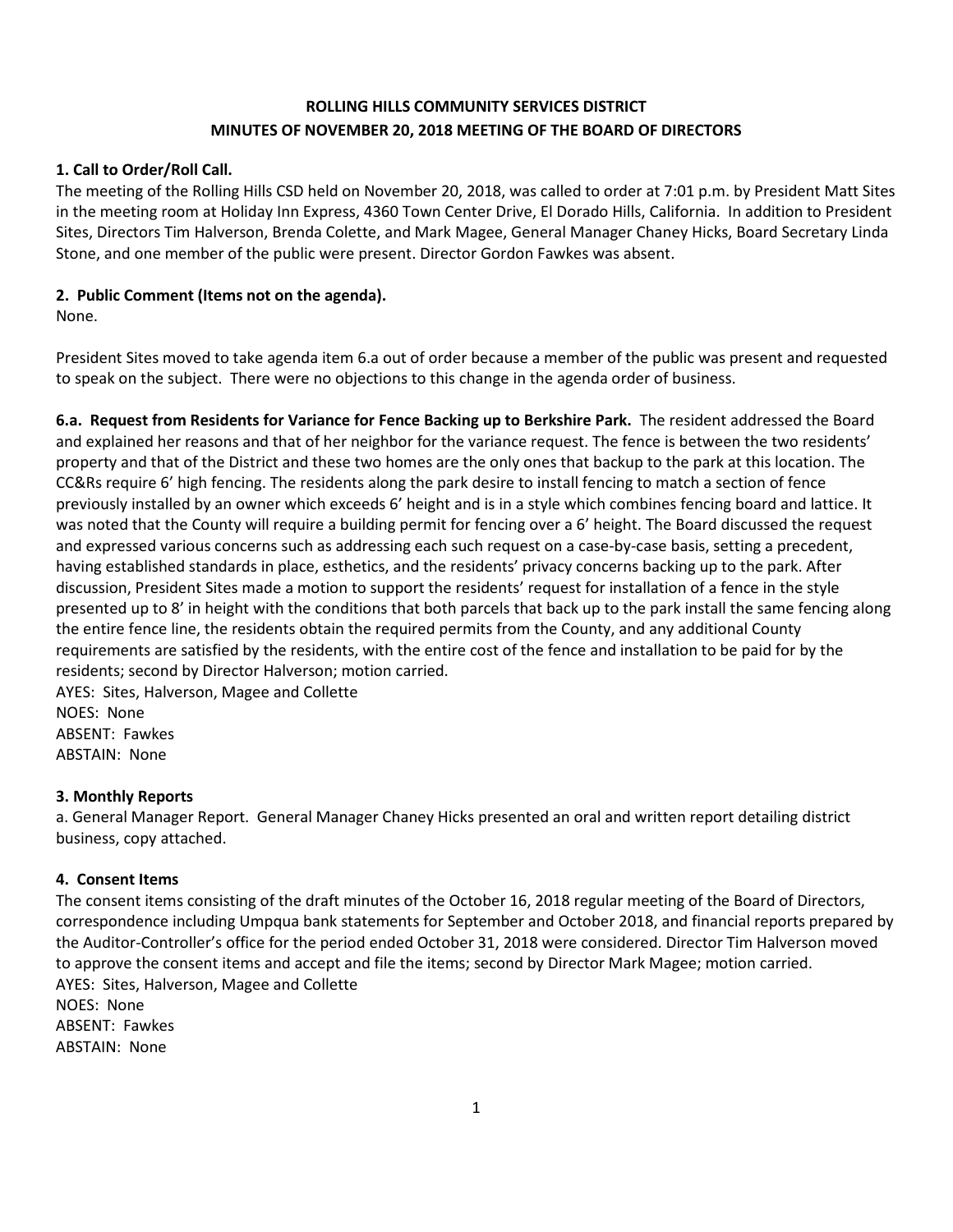# ROLLING HILLS COMMUNITY SERVICES DISTRICT
# MINUTES OF NOVEMBER 20, 2018 MEETING OF THE BOARD OF DIRECTORS

**1. Call to Order/Roll Call.**

The meeting of the Rolling Hills CSD held on November 20, 2018, was called to order at 7:01 p.m. by President Matt Sites in the meeting room at Holiday Inn Express, 4360 Town Center Drive, El Dorado Hills, California. In addition to President Sites, Directors Tim Halverson, Brenda Colette, and Mark Magee, General Manager Chaney Hicks, Board Secretary Linda Stone, and one member of the public were present. Director Gordon Fawkes was absent.

**2. Public Comment (Items not on the agenda).**

None.

President Sites moved to take agenda item 6.a out of order because a member of the public was present and requested to speak on the subject. There were no objections to this change in the agenda order of business.

**6.a. Request from Residents for Variance for Fence Backing up to Berkshire Park.** The resident addressed the Board and explained her reasons and that of her neighbor for the variance request. The fence is between the two residents' property and that of the District and these two homes are the only ones that backup to the park at this location. The CC&Rs require 6' high fencing. The residents along the park desire to install fencing to match a section of fence previously installed by an owner which exceeds 6' height and is in a style which combines fencing board and lattice. It was noted that the County will require a building permit for fencing over a 6' height. The Board discussed the request and expressed various concerns such as addressing each such request on a case-by-case basis, setting a precedent, having established standards in place, esthetics, and the residents' privacy concerns backing up to the park. After discussion, President Sites made a motion to support the residents' request for installation of a fence in the style presented up to 8' in height with the conditions that both parcels that back up to the park install the same fencing along the entire fence line, the residents obtain the required permits from the County, and any additional County requirements are satisfied by the residents, with the entire cost of the fence and installation to be paid for by the residents; second by Director Halverson; motion carried.

AYES: Sites, Halverson, Magee and Collette
NOES: None
ABSENT: Fawkes
ABSTAIN: None

**3. Monthly Reports**

a. General Manager Report. General Manager Chaney Hicks presented an oral and written report detailing district business, copy attached.

**4. Consent Items**

The consent items consisting of the draft minutes of the October 16, 2018 regular meeting of the Board of Directors, correspondence including Umpqua bank statements for September and October 2018, and financial reports prepared by the Auditor-Controller's office for the period ended October 31, 2018 were considered. Director Tim Halverson moved to approve the consent items and accept and file the items; second by Director Mark Magee; motion carried.

AYES: Sites, Halverson, Magee and Collette
NOES: None
ABSENT: Fawkes
ABSTAIN: None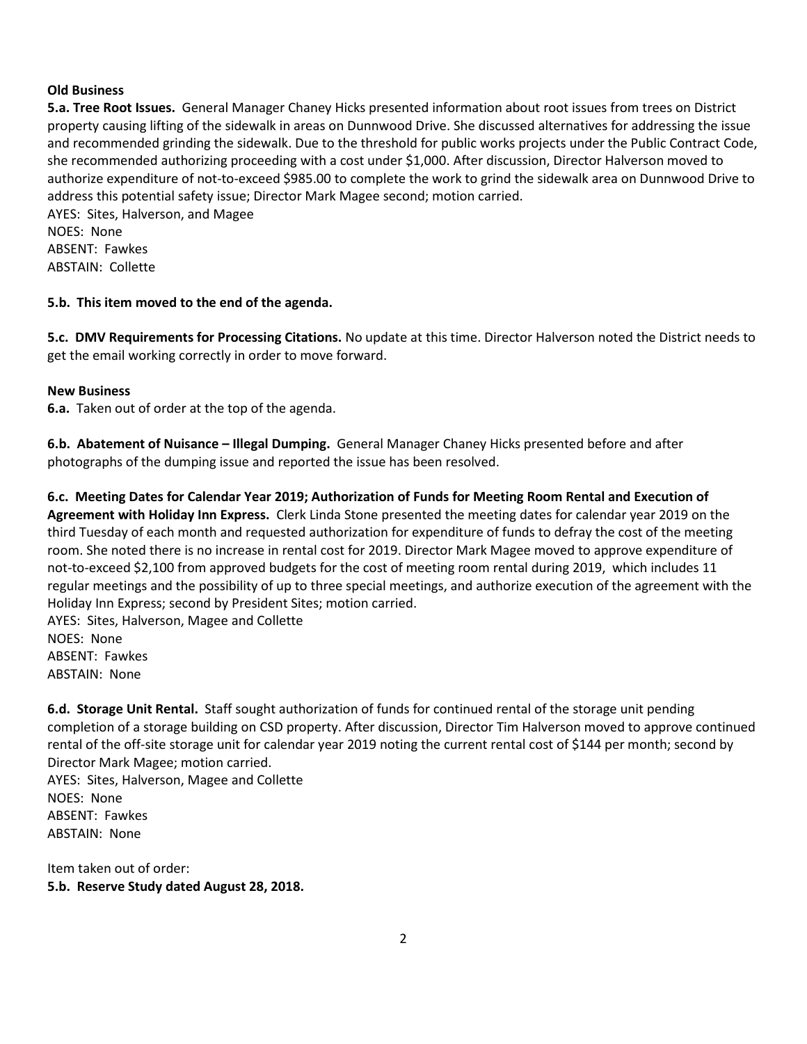**Old Business**

**5.a. Tree Root Issues.** General Manager Chaney Hicks presented information about root issues from trees on District property causing lifting of the sidewalk in areas on Dunnwood Drive. She discussed alternatives for addressing the issue and recommended grinding the sidewalk. Due to the threshold for public works projects under the Public Contract Code, she recommended authorizing proceeding with a cost under $1,000. After discussion, Director Halverson moved to authorize expenditure of not-to-exceed $985.00 to complete the work to grind the sidewalk area on Dunnwood Drive to address this potential safety issue; Director Mark Magee second; motion carried.
AYES: Sites, Halverson, and Magee
NOES: None
ABSENT: Fawkes
ABSTAIN: Collette

**5.b. This item moved to the end of the agenda.**

**5.c. DMV Requirements for Processing Citations.** No update at this time. Director Halverson noted the District needs to get the email working correctly in order to move forward.

**New Business**

**6.a.** Taken out of order at the top of the agenda.

**6.b. Abatement of Nuisance – Illegal Dumping.** General Manager Chaney Hicks presented before and after photographs of the dumping issue and reported the issue has been resolved.

**6.c. Meeting Dates for Calendar Year 2019; Authorization of Funds for Meeting Room Rental and Execution of Agreement with Holiday Inn Express.** Clerk Linda Stone presented the meeting dates for calendar year 2019 on the third Tuesday of each month and requested authorization for expenditure of funds to defray the cost of the meeting room. She noted there is no increase in rental cost for 2019. Director Mark Magee moved to approve expenditure of not-to-exceed $2,100 from approved budgets for the cost of meeting room rental during 2019, which includes 11 regular meetings and the possibility of up to three special meetings, and authorize execution of the agreement with the Holiday Inn Express; second by President Sites; motion carried.
AYES: Sites, Halverson, Magee and Collette
NOES: None
ABSENT: Fawkes
ABSTAIN: None

**6.d. Storage Unit Rental.** Staff sought authorization of funds for continued rental of the storage unit pending completion of a storage building on CSD property. After discussion, Director Tim Halverson moved to approve continued rental of the off-site storage unit for calendar year 2019 noting the current rental cost of $144 per month; second by Director Mark Magee; motion carried.
AYES: Sites, Halverson, Magee and Collette
NOES: None
ABSENT: Fawkes
ABSTAIN: None

Item taken out of order:
**5.b. Reserve Study dated August 28, 2018.**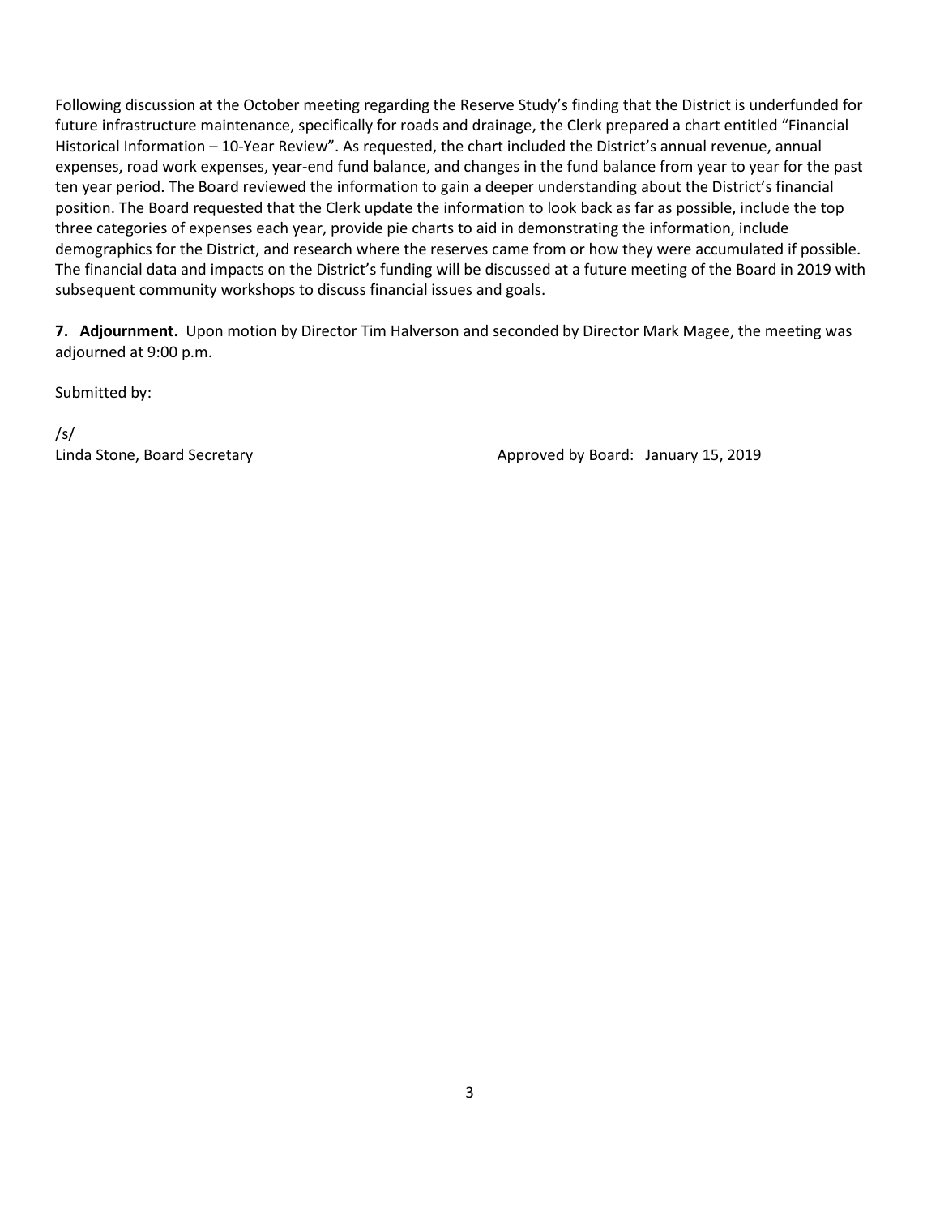Following discussion at the October meeting regarding the Reserve Study's finding that the District is underfunded for future infrastructure maintenance, specifically for roads and drainage, the Clerk prepared a chart entitled "Financial Historical Information – 10-Year Review". As requested, the chart included the District's annual revenue, annual expenses, road work expenses, year-end fund balance, and changes in the fund balance from year to year for the past ten year period. The Board reviewed the information to gain a deeper understanding about the District's financial position. The Board requested that the Clerk update the information to look back as far as possible, include the top three categories of expenses each year, provide pie charts to aid in demonstrating the information, include demographics for the District, and research where the reserves came from or how they were accumulated if possible. The financial data and impacts on the District's funding will be discussed at a future meeting of the Board in 2019 with subsequent community workshops to discuss financial issues and goals.

**7. Adjournment.** Upon motion by Director Tim Halverson and seconded by Director Mark Magee, the meeting was adjourned at 9:00 p.m.

Submitted by:

/s/
Linda Stone, Board Secretary

Approved by Board: January 15, 2019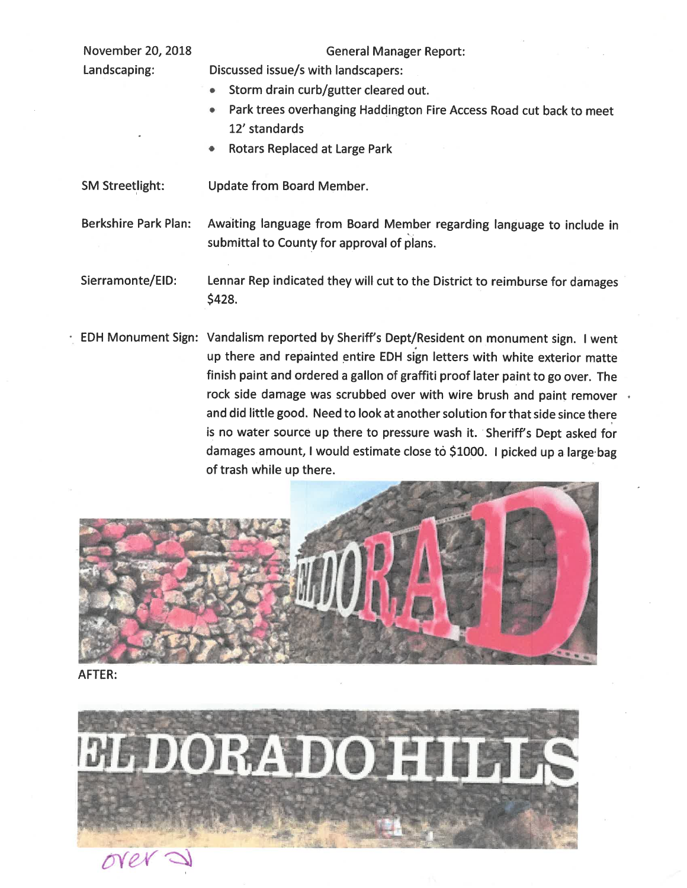November 20, 2018

General Manager Report:

**Landscaping:** Discussed issue/s with landscapers:

- Storm drain curb/gutter cleared out.
- Park trees overhanging Haddington Fire Access Road cut back to meet 12' standards
- Rotars Replaced at Large Park

**SM Streetlight:** Update from Board Member.

**Berkshire Park Plan:** Awaiting language from Board Member regarding language to include in submittal to County for approval of plans.

**Sierramonte/EID:** Lennar Rep indicated they will cut to the District to reimburse for damages $428.

**EDH Monument Sign:** Vandalism reported by Sheriff's Dept/Resident on monument sign. I went up there and repainted entire EDH sign letters with white exterior matte finish paint and ordered a gallon of graffiti proof later paint to go over. The rock side damage was scrubbed over with wire brush and paint remover and did little good. Need to look at another solution for that side since there is no water source up there to pressure wash it. Sheriff's Dept asked for damages amount, I would estimate close to $1000. I picked up a large bag of trash while up there.

AFTER:

over ↘